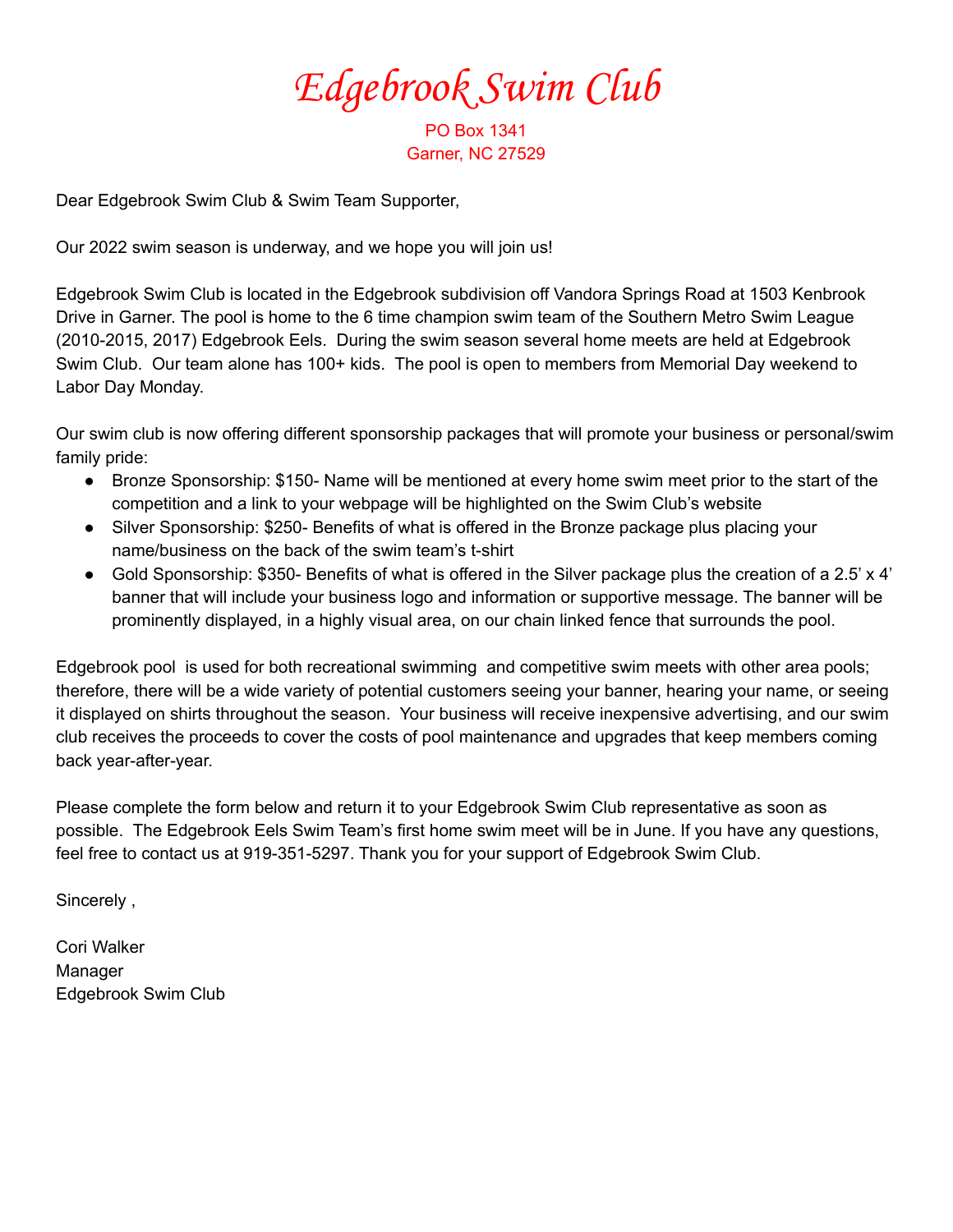# *Edgebrook Swim Club*

PO Box 1341
Garner, NC 27529

Dear Edgebrook Swim Club & Swim Team Supporter,

Our 2022 swim season is underway, and we hope you will join us!

Edgebrook Swim Club is located in the Edgebrook subdivision off Vandora Springs Road at 1503 Kenbrook Drive in Garner. The pool is home to the 6 time champion swim team of the Southern Metro Swim League (2010-2015, 2017) Edgebrook Eels. During the swim season several home meets are held at Edgebrook Swim Club. Our team alone has 100+ kids. The pool is open to members from Memorial Day weekend to Labor Day Monday.

Our swim club is now offering different sponsorship packages that will promote your business or personal/swim family pride:

- Bronze Sponsorship: $150- Name will be mentioned at every home swim meet prior to the start of the competition and a link to your webpage will be highlighted on the Swim Club's website
- Silver Sponsorship: $250- Benefits of what is offered in the Bronze package plus placing your name/business on the back of the swim team's t-shirt
- Gold Sponsorship: $350- Benefits of what is offered in the Silver package plus the creation of a 2.5' x 4' banner that will include your business logo and information or supportive message. The banner will be prominently displayed, in a highly visual area, on our chain linked fence that surrounds the pool.

Edgebrook pool is used for both recreational swimming and competitive swim meets with other area pools; therefore, there will be a wide variety of potential customers seeing your banner, hearing your name, or seeing it displayed on shirts throughout the season. Your business will receive inexpensive advertising, and our swim club receives the proceeds to cover the costs of pool maintenance and upgrades that keep members coming back year-after-year.

Please complete the form below and return it to your Edgebrook Swim Club representative as soon as possible. The Edgebrook Eels Swim Team's first home swim meet will be in June. If you have any questions, feel free to contact us at 919-351-5297. Thank you for your support of Edgebrook Swim Club.

Sincerely ,

Cori Walker
Manager
Edgebrook Swim Club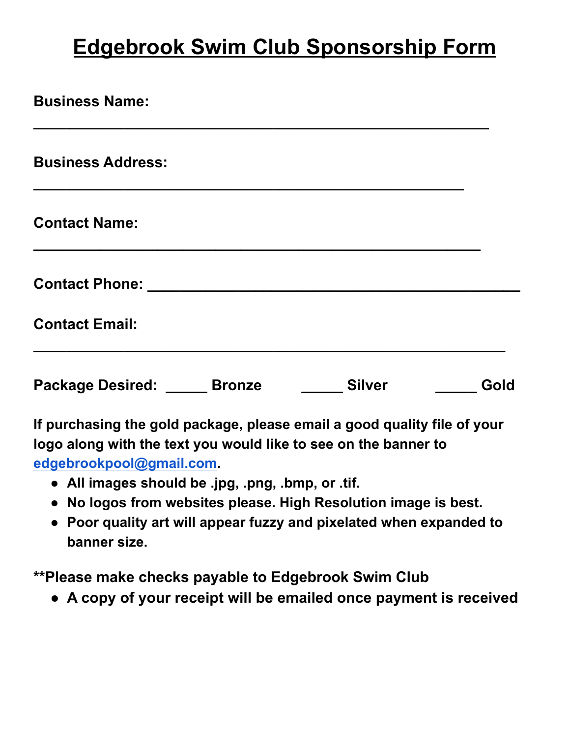# Edgebrook Swim Club Sponsorship Form

**Business Name:**

**_______________________________________________________**

**Business Address:**

**____________________________________________________**

**Contact Name:**

**______________________________________________________**

**Contact Phone: _____________________________________________**

**Contact Email:**

**_________________________________________________________**

**Package Desired: _____ Bronze _____ Silver _____ Gold**

**If purchasing the gold package, please email a good quality file of your logo along with the text you would like to see on the banner to edgebrookpool@gmail.com.**

- **All images should be .jpg, .png, .bmp, or .tif.**
- **No logos from websites please. High Resolution image is best.**
- **Poor quality art will appear fuzzy and pixelated when expanded to banner size.**

**\*\*Please make checks payable to Edgebrook Swim Club**

- **A copy of your receipt will be emailed once payment is received**